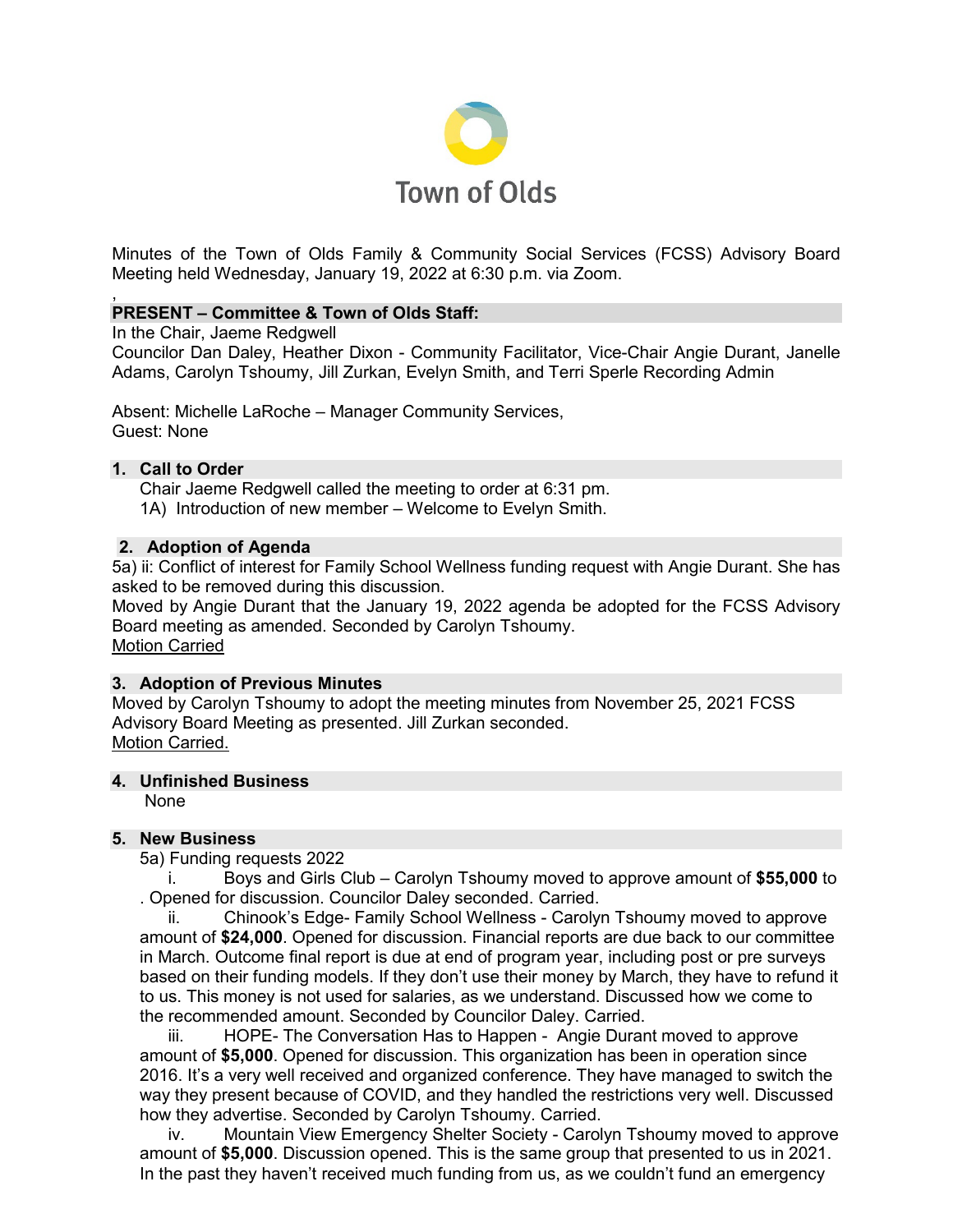Town of Olds

Minutes of the Town of Olds Family & Community Social Services (FCSS) Advisory Board Meeting held Wednesday, January 19, 2022 at 6:30 p.m. via Zoom.

,

## PRESENT – Committee & Town of Olds Staff:

In the Chair, Jaeme Redgwell

Councilor Dan Daley, Heather Dixon - Community Facilitator, Vice-Chair Angie Durant, Janelle Adams, Carolyn Tshoumy, Jill Zurkan, Evelyn Smith, and Terri Sperle Recording Admin

Absent: Michelle LaRoche – Manager Community Services,
Guest: None

## 1. Call to Order

Chair Jaeme Redgwell called the meeting to order at 6:31 pm.

1A) Introduction of new member – Welcome to Evelyn Smith.

## 2. Adoption of Agenda

5a) ii: Conflict of interest for Family School Wellness funding request with Angie Durant. She has asked to be removed during this discussion.

Moved by Angie Durant that the January 19, 2022 agenda be adopted for the FCSS Advisory Board meeting as amended. Seconded by Carolyn Tshoumy.

<u>Motion Carried</u>

## 3. Adoption of Previous Minutes

Moved by Carolyn Tshoumy to adopt the meeting minutes from November 25, 2021 FCSS Advisory Board Meeting as presented. Jill Zurkan seconded.

<u>Motion Carried.</u>

## 4. Unfinished Business

None

## 5. New Business

5a) Funding requests 2022

i. Boys and Girls Club – Carolyn Tshoumy moved to approve amount of **$55,000** to . Opened for discussion. Councilor Daley seconded. Carried.

ii. Chinook's Edge- Family School Wellness - Carolyn Tshoumy moved to approve amount of **$24,000**. Opened for discussion. Financial reports are due back to our committee in March. Outcome final report is due at end of program year, including post or pre surveys based on their funding models. If they don't use their money by March, they have to refund it to us. This money is not used for salaries, as we understand. Discussed how we come to the recommended amount. Seconded by Councilor Daley. Carried.

iii. HOPE- The Conversation Has to Happen - Angie Durant moved to approve amount of **$5,000**. Opened for discussion. This organization has been in operation since 2016. It's a very well received and organized conference. They have managed to switch the way they present because of COVID, and they handled the restrictions very well. Discussed how they advertise. Seconded by Carolyn Tshoumy. Carried.

iv. Mountain View Emergency Shelter Society - Carolyn Tshoumy moved to approve amount of **$5,000**. Discussion opened. This is the same group that presented to us in 2021. In the past they haven't received much funding from us, as we couldn't fund an emergency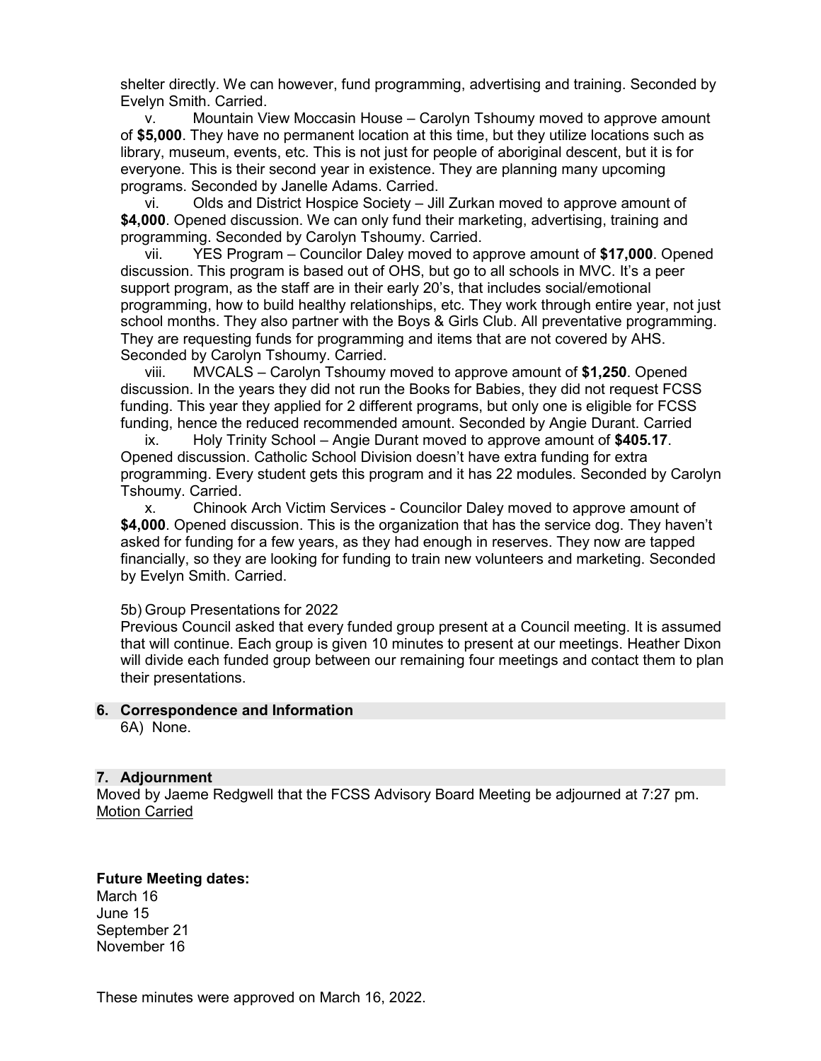shelter directly. We can however, fund programming, advertising and training. Seconded by Evelyn Smith. Carried.

v. Mountain View Moccasin House – Carolyn Tshoumy moved to approve amount of **$5,000**. They have no permanent location at this time, but they utilize locations such as library, museum, events, etc. This is not just for people of aboriginal descent, but it is for everyone. This is their second year in existence. They are planning many upcoming programs. Seconded by Janelle Adams. Carried.

vi. Olds and District Hospice Society – Jill Zurkan moved to approve amount of **$4,000**. Opened discussion. We can only fund their marketing, advertising, training and programming. Seconded by Carolyn Tshoumy. Carried.

vii. YES Program – Councilor Daley moved to approve amount of **$17,000**. Opened discussion. This program is based out of OHS, but go to all schools in MVC. It's a peer support program, as the staff are in their early 20's, that includes social/emotional programming, how to build healthy relationships, etc. They work through entire year, not just school months. They also partner with the Boys & Girls Club. All preventative programming. They are requesting funds for programming and items that are not covered by AHS. Seconded by Carolyn Tshoumy. Carried.

viii. MVCALS – Carolyn Tshoumy moved to approve amount of **$1,250**. Opened discussion. In the years they did not run the Books for Babies, they did not request FCSS funding. This year they applied for 2 different programs, but only one is eligible for FCSS funding, hence the reduced recommended amount. Seconded by Angie Durant. Carried

ix. Holy Trinity School – Angie Durant moved to approve amount of **$405.17**. Opened discussion. Catholic School Division doesn't have extra funding for extra programming. Every student gets this program and it has 22 modules. Seconded by Carolyn Tshoumy. Carried.

x. Chinook Arch Victim Services - Councilor Daley moved to approve amount of **$4,000**. Opened discussion. This is the organization that has the service dog. They haven't asked for funding for a few years, as they had enough in reserves. They now are tapped financially, so they are looking for funding to train new volunteers and marketing. Seconded by Evelyn Smith. Carried.

5b) Group Presentations for 2022

Previous Council asked that every funded group present at a Council meeting. It is assumed that will continue. Each group is given 10 minutes to present at our meetings. Heather Dixon will divide each funded group between our remaining four meetings and contact them to plan their presentations.

## 6. Correspondence and Information

6A) None.

## 7. Adjournment

Moved by Jaeme Redgwell that the FCSS Advisory Board Meeting be adjourned at 7:27 pm. Motion Carried

**Future Meeting dates:**

March 16
June 15
September 21
November 16

These minutes were approved on March 16, 2022.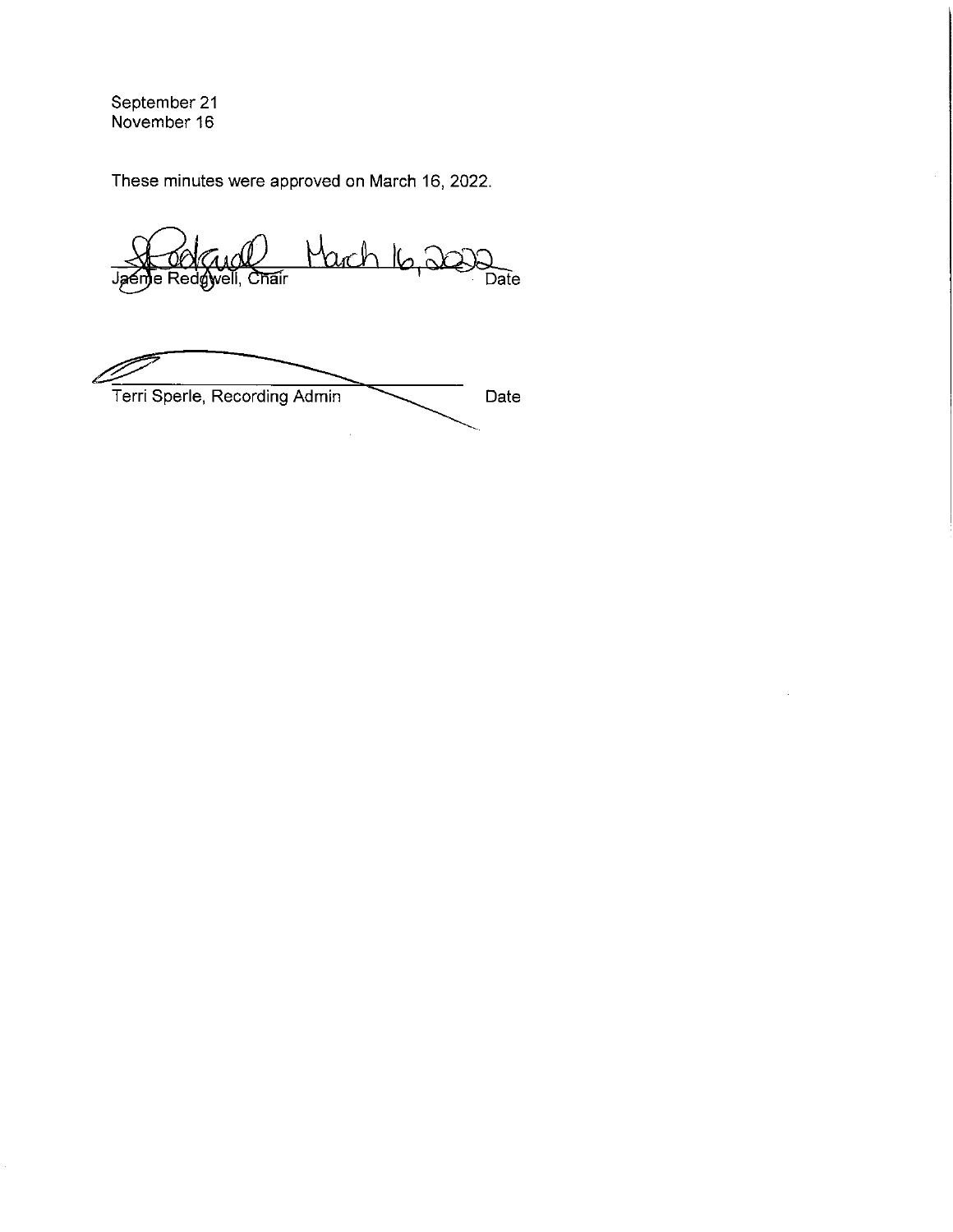September 21
November 16

These minutes were approved on March 16, 2022.

March 16, 2022

Jaeme Redgwell, Chair Date

Terri Sperle, Recording Admin Date